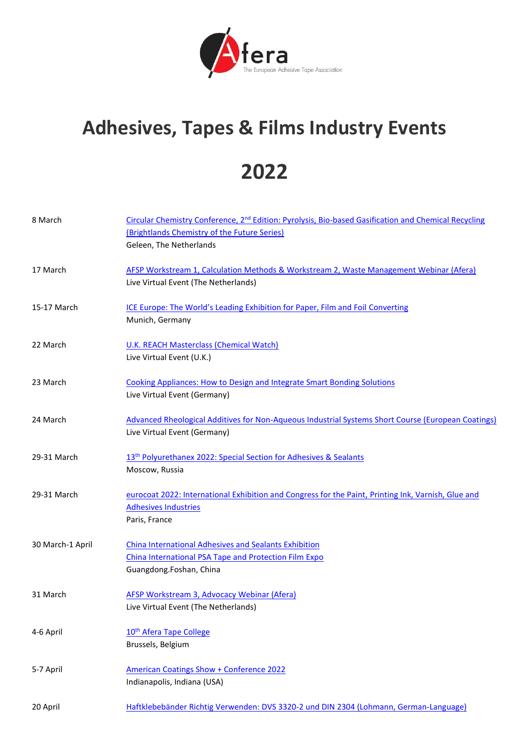Afera

The European Adhesive Tape Association

# Adhesives, Tapes & Films Industry Events

# 2022

| | |
|---|---|
| 8 March | Circular Chemistry Conference, 2nd Edition: Pyrolysis, Bio-based Gasification and Chemical Recycling (Brightlands Chemistry of the Future Series)<br>Geleen, The Netherlands |
| 17 March | AFSP Workstream 1, Calculation Methods & Workstream 2, Waste Management Webinar (Afera)<br>Live Virtual Event (The Netherlands) |
| 15-17 March | ICE Europe: The World's Leading Exhibition for Paper, Film and Foil Converting<br>Munich, Germany |
| 22 March | U.K. REACH Masterclass (Chemical Watch)<br>Live Virtual Event (U.K.) |
| 23 March | Cooking Appliances: How to Design and Integrate Smart Bonding Solutions<br>Live Virtual Event (Germany) |
| 24 March | Advanced Rheological Additives for Non-Aqueous Industrial Systems Short Course (European Coatings)<br>Live Virtual Event (Germany) |
| 29-31 March | 13th Polyurethanex 2022: Special Section for Adhesives & Sealants<br>Moscow, Russia |
| 29-31 March | eurocoat 2022: International Exhibition and Congress for the Paint, Printing Ink, Varnish, Glue and Adhesives Industries<br>Paris, France |
| 30 March-1 April | China International Adhesives and Sealants Exhibition<br>China International PSA Tape and Protection Film Expo<br>Guangdong.Foshan, China |
| 31 March | AFSP Workstream 3, Advocacy Webinar (Afera)<br>Live Virtual Event (The Netherlands) |
| 4-6 April | 10th Afera Tape College<br>Brussels, Belgium |
| 5-7 April | American Coatings Show + Conference 2022<br>Indianapolis, Indiana (USA) |
| 20 April | Haftklebebänder Richtig Verwenden: DVS 3320-2 und DIN 2304 (Lohmann, German-Language) |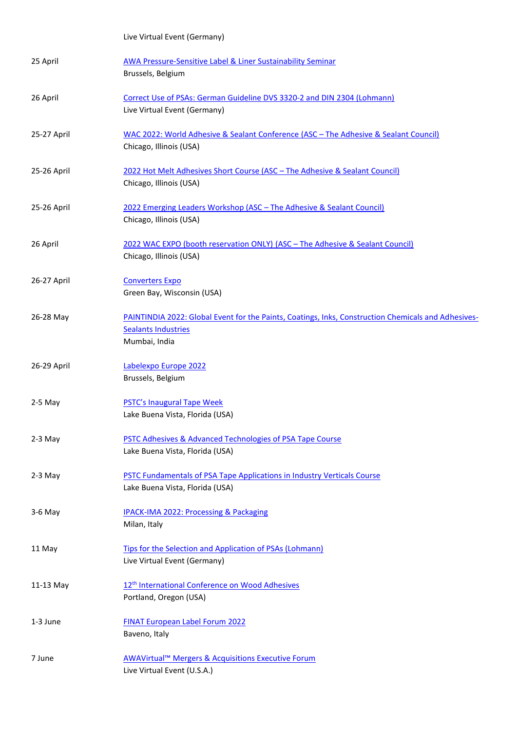Live Virtual Event (Germany)

| | |
|---|---|
| 25 April | AWA Pressure-Sensitive Label & Liner Sustainability Seminar<br>Brussels, Belgium |
| 26 April | Correct Use of PSAs: German Guideline DVS 3320-2 and DIN 2304 (Lohmann)<br>Live Virtual Event (Germany) |
| 25-27 April | WAC 2022: World Adhesive & Sealant Conference (ASC – The Adhesive & Sealant Council)<br>Chicago, Illinois (USA) |
| 25-26 April | 2022 Hot Melt Adhesives Short Course (ASC – The Adhesive & Sealant Council)<br>Chicago, Illinois (USA) |
| 25-26 April | 2022 Emerging Leaders Workshop (ASC – The Adhesive & Sealant Council)<br>Chicago, Illinois (USA) |
| 26 April | 2022 WAC EXPO (booth reservation ONLY) (ASC – The Adhesive & Sealant Council)<br>Chicago, Illinois (USA) |
| 26-27 April | Converters Expo<br>Green Bay, Wisconsin (USA) |
| 26-28 May | PAINTINDIA 2022: Global Event for the Paints, Coatings, Inks, Construction Chemicals and Adhesives-Sealants Industries<br>Mumbai, India |
| 26-29 April | Labelexpo Europe 2022<br>Brussels, Belgium |
| 2-5 May | PSTC's Inaugural Tape Week<br>Lake Buena Vista, Florida (USA) |
| 2-3 May | PSTC Adhesives & Advanced Technologies of PSA Tape Course<br>Lake Buena Vista, Florida (USA) |
| 2-3 May | PSTC Fundamentals of PSA Tape Applications in Industry Verticals Course<br>Lake Buena Vista, Florida (USA) |
| 3-6 May | IPACK-IMA 2022: Processing & Packaging<br>Milan, Italy |
| 11 May | Tips for the Selection and Application of PSAs (Lohmann)<br>Live Virtual Event (Germany) |
| 11-13 May | 12th International Conference on Wood Adhesives<br>Portland, Oregon (USA) |
| 1-3 June | FINAT European Label Forum 2022<br>Baveno, Italy |
| 7 June | AWAVirtual™ Mergers & Acquisitions Executive Forum<br>Live Virtual Event (U.S.A.) |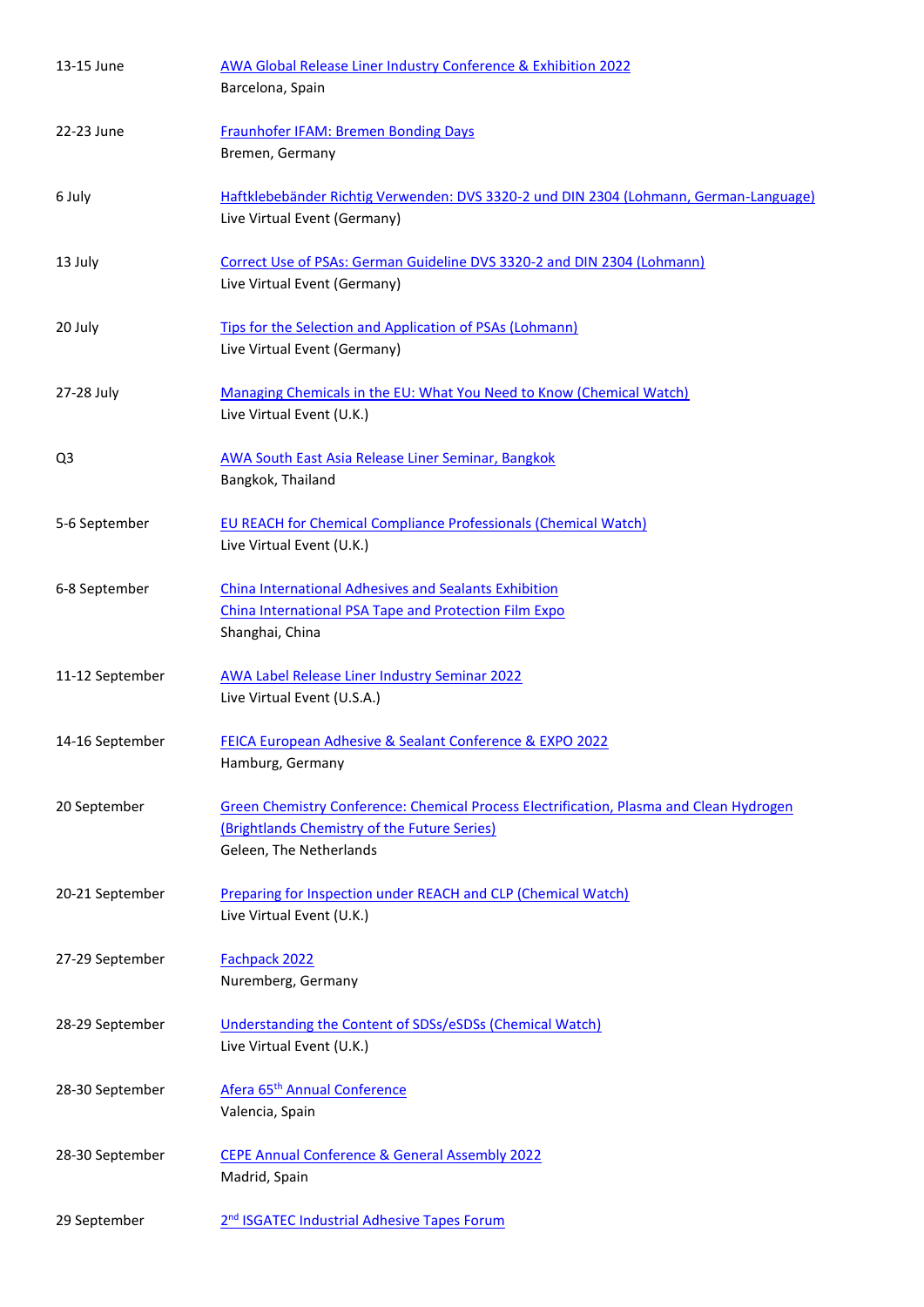| | |
|---|---|
| 13-15 June | AWA Global Release Liner Industry Conference & Exhibition 2022<br>Barcelona, Spain |
| 22-23 June | Fraunhofer IFAM: Bremen Bonding Days<br>Bremen, Germany |
| 6 July | Haftklebebänder Richtig Verwenden: DVS 3320-2 und DIN 2304 (Lohmann, German-Language)<br>Live Virtual Event (Germany) |
| 13 July | Correct Use of PSAs: German Guideline DVS 3320-2 and DIN 2304 (Lohmann)<br>Live Virtual Event (Germany) |
| 20 July | Tips for the Selection and Application of PSAs (Lohmann)<br>Live Virtual Event (Germany) |
| 27-28 July | Managing Chemicals in the EU: What You Need to Know (Chemical Watch)<br>Live Virtual Event (U.K.) |
| Q3 | AWA South East Asia Release Liner Seminar, Bangkok<br>Bangkok, Thailand |
| 5-6 September | EU REACH for Chemical Compliance Professionals (Chemical Watch)<br>Live Virtual Event (U.K.) |
| 6-8 September | China International Adhesives and Sealants Exhibition<br>China International PSA Tape and Protection Film Expo<br>Shanghai, China |
| 11-12 September | AWA Label Release Liner Industry Seminar 2022<br>Live Virtual Event (U.S.A.) |
| 14-16 September | FEICA European Adhesive & Sealant Conference & EXPO 2022<br>Hamburg, Germany |
| 20 September | Green Chemistry Conference: Chemical Process Electrification, Plasma and Clean Hydrogen (Brightlands Chemistry of the Future Series)<br>Geleen, The Netherlands |
| 20-21 September | Preparing for Inspection under REACH and CLP (Chemical Watch)<br>Live Virtual Event (U.K.) |
| 27-29 September | Fachpack 2022<br>Nuremberg, Germany |
| 28-29 September | Understanding the Content of SDSs/eSDSs (Chemical Watch)<br>Live Virtual Event (U.K.) |
| 28-30 September | Afera 65th Annual Conference<br>Valencia, Spain |
| 28-30 September | CEPE Annual Conference & General Assembly 2022<br>Madrid, Spain |
| 29 September | 2nd ISGATEC Industrial Adhesive Tapes Forum |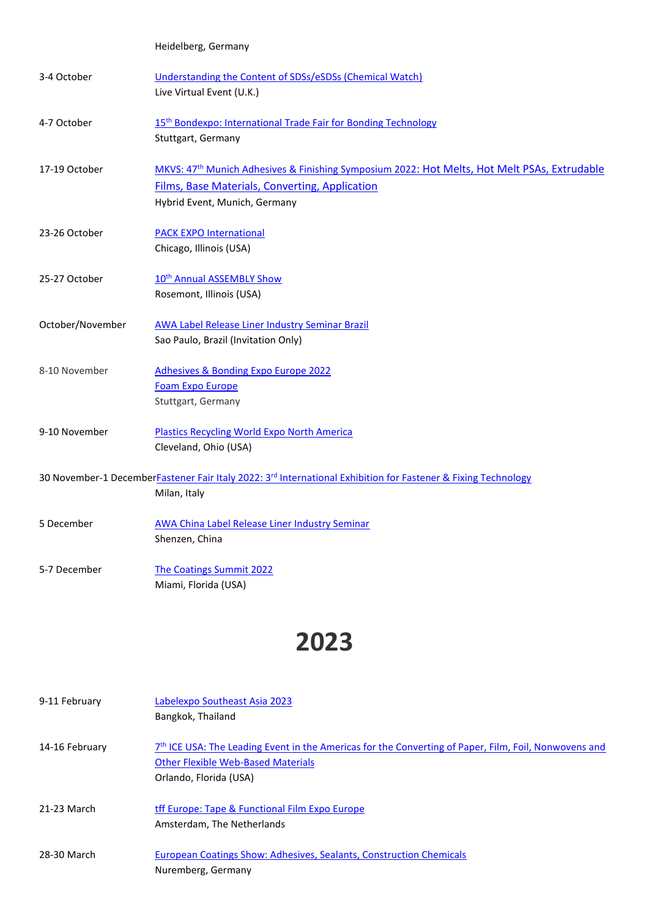Heidelberg, Germany

3-4 October — Understanding the Content of SDSs/eSDSs (Chemical Watch)
Live Virtual Event (U.K.)

4-7 October — 15th Bondexpo: International Trade Fair for Bonding Technology
Stuttgart, Germany

17-19 October — MKVS: 47th Munich Adhesives & Finishing Symposium 2022: Hot Melts, Hot Melt PSAs, Extrudable Films, Base Materials, Converting, Application
Hybrid Event, Munich, Germany

23-26 October — PACK EXPO International
Chicago, Illinois (USA)

25-27 October — 10th Annual ASSEMBLY Show
Rosemont, Illinois (USA)

October/November — AWA Label Release Liner Industry Seminar Brazil
Sao Paulo, Brazil (Invitation Only)

8-10 November — Adhesives & Bonding Expo Europe 2022
Foam Expo Europe
Stuttgart, Germany

9-10 November — Plastics Recycling World Expo North America
Cleveland, Ohio (USA)

30 November-1 December — Fastener Fair Italy 2022: 3rd International Exhibition for Fastener & Fixing Technology
Milan, Italy

5 December — AWA China Label Release Liner Industry Seminar
Shenzen, China

5-7 December — The Coatings Summit 2022
Miami, Florida (USA)

# 2023

9-11 February — Labelexpo Southeast Asia 2023
Bangkok, Thailand

14-16 February — 7th ICE USA: The Leading Event in the Americas for the Converting of Paper, Film, Foil, Nonwovens and Other Flexible Web-Based Materials
Orlando, Florida (USA)

21-23 March — tff Europe: Tape & Functional Film Expo Europe
Amsterdam, The Netherlands

28-30 March — European Coatings Show: Adhesives, Sealants, Construction Chemicals
Nuremberg, Germany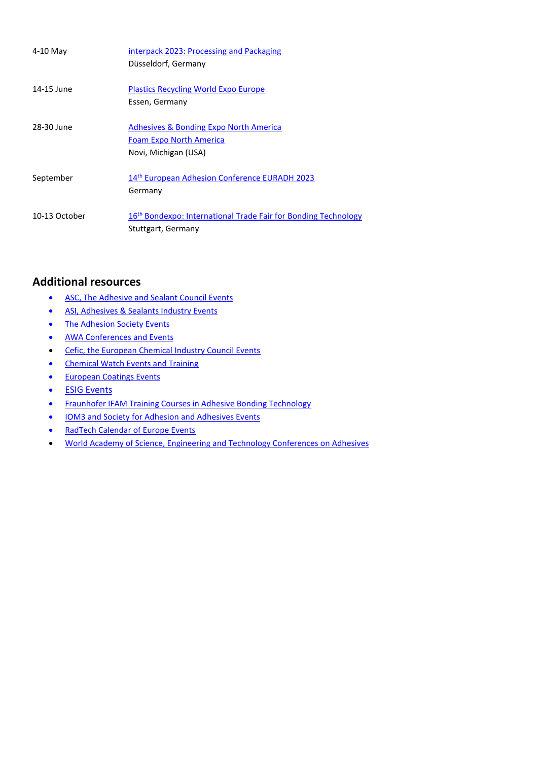| | |
|---|---|
| 4-10 May | interpack 2023: Processing and Packaging<br>Düsseldorf, Germany |
| 14-15 June | Plastics Recycling World Expo Europe<br>Essen, Germany |
| 28-30 June | Adhesives & Bonding Expo North America<br>Foam Expo North America<br>Novi, Michigan (USA) |
| September | 14th European Adhesion Conference EURADH 2023<br>Germany |
| 10-13 October | 16th Bondexpo: International Trade Fair for Bonding Technology<br>Stuttgart, Germany |

## Additional resources

- ASC, The Adhesive and Sealant Council Events
- ASI, Adhesives & Sealants Industry Events
- The Adhesion Society Events
- AWA Conferences and Events
- Cefic, the European Chemical Industry Council Events
- Chemical Watch Events and Training
- European Coatings Events
- ESIG Events
- Fraunhofer IFAM Training Courses in Adhesive Bonding Technology
- IOM3 and Society for Adhesion and Adhesives Events
- RadTech Calendar of Europe Events
- World Academy of Science, Engineering and Technology Conferences on Adhesives